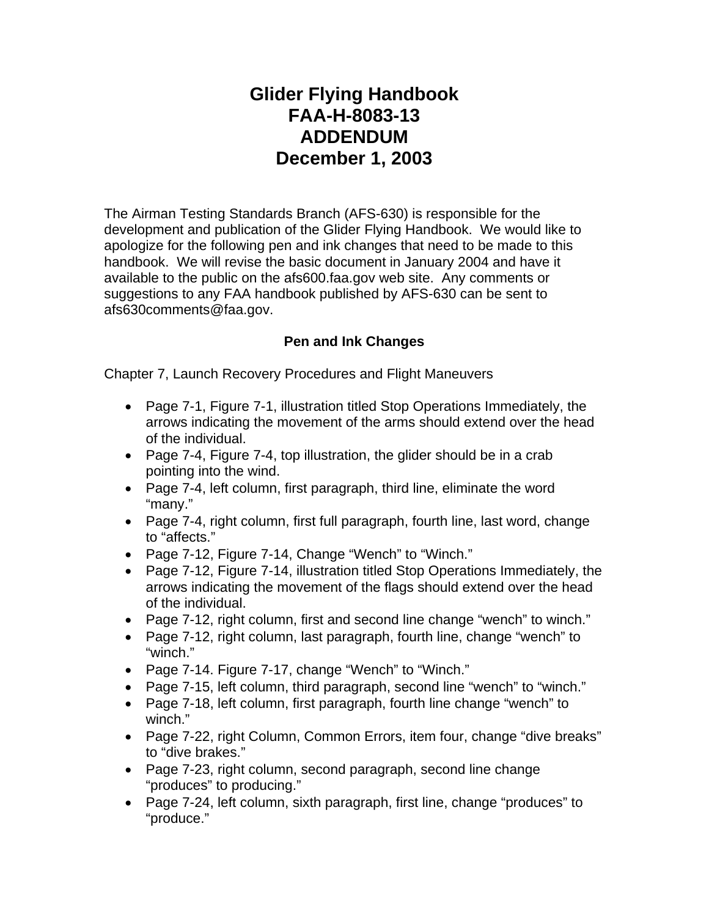# Glider Flying Handbook
# FAA-H-8083-13
# ADDENDUM
# December 1, 2003

The Airman Testing Standards Branch (AFS-630) is responsible for the development and publication of the Glider Flying Handbook. We would like to apologize for the following pen and ink changes that need to be made to this handbook. We will revise the basic document in January 2004 and have it available to the public on the afs600.faa.gov web site. Any comments or suggestions to any FAA handbook published by AFS-630 can be sent to afs630comments@faa.gov.

**Pen and Ink Changes**

Chapter 7, Launch Recovery Procedures and Flight Maneuvers

- Page 7-1, Figure 7-1, illustration titled Stop Operations Immediately, the arrows indicating the movement of the arms should extend over the head of the individual.
- Page 7-4, Figure 7-4, top illustration, the glider should be in a crab pointing into the wind.
- Page 7-4, left column, first paragraph, third line, eliminate the word "many."
- Page 7-4, right column, first full paragraph, fourth line, last word, change to "affects."
- Page 7-12, Figure 7-14, Change "Wench" to "Winch."
- Page 7-12, Figure 7-14, illustration titled Stop Operations Immediately, the arrows indicating the movement of the flags should extend over the head of the individual.
- Page 7-12, right column, first and second line change "wench" to winch."
- Page 7-12, right column, last paragraph, fourth line, change "wench" to "winch."
- Page 7-14. Figure 7-17, change "Wench" to "Winch."
- Page 7-15, left column, third paragraph, second line "wench" to "winch."
- Page 7-18, left column, first paragraph, fourth line change "wench" to winch."
- Page 7-22, right Column, Common Errors, item four, change "dive breaks" to "dive brakes."
- Page 7-23, right column, second paragraph, second line change "produces" to producing."
- Page 7-24, left column, sixth paragraph, first line, change "produces" to "produce."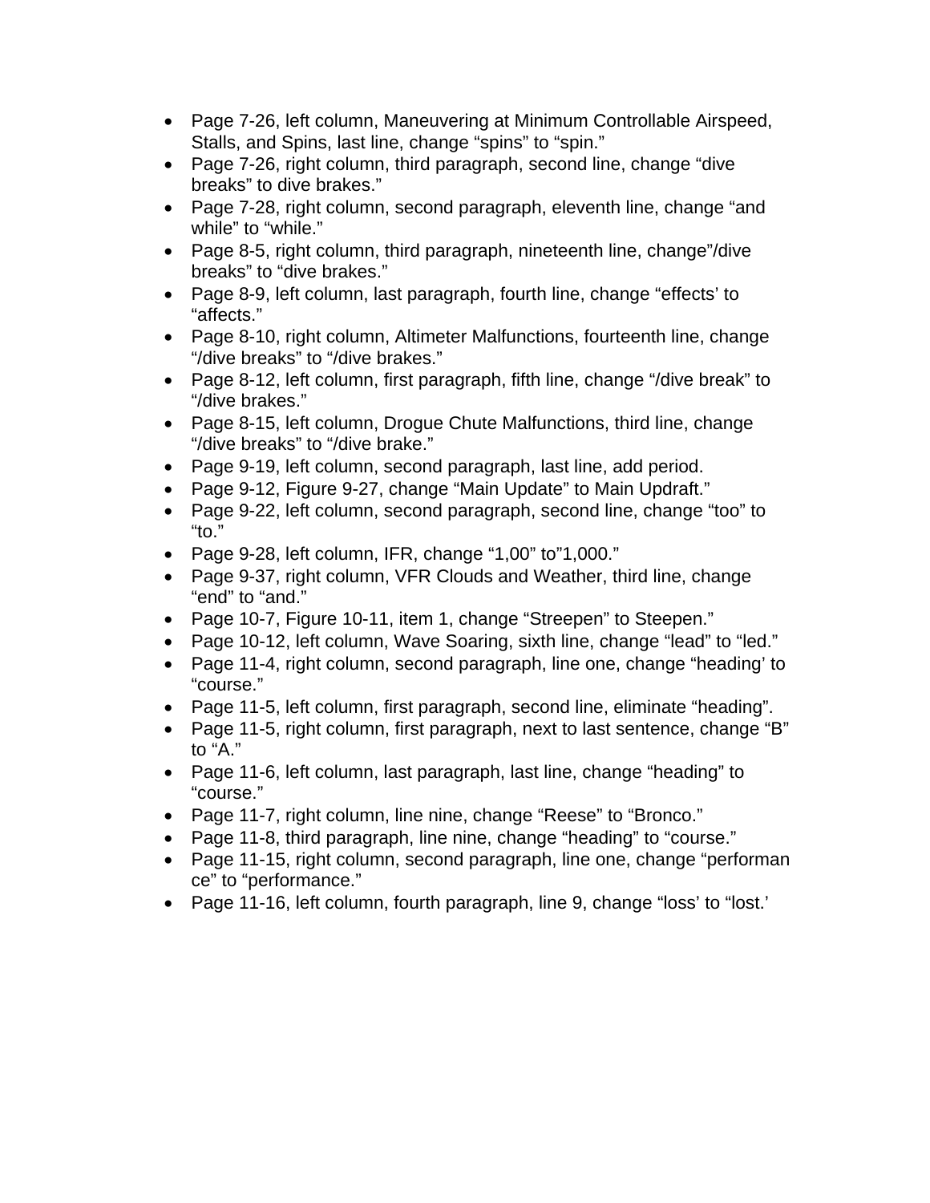- Page 7-26, left column, Maneuvering at Minimum Controllable Airspeed, Stalls, and Spins, last line, change “spins” to “spin.”
- Page 7-26, right column, third paragraph, second line, change “dive breaks” to dive brakes.”
- Page 7-28, right column, second paragraph, eleventh line, change “and while” to “while.”
- Page 8-5, right column, third paragraph, nineteenth line, change”/dive breaks” to “dive brakes.”
- Page 8-9, left column, last paragraph, fourth line, change “effects’ to “affects.”
- Page 8-10, right column, Altimeter Malfunctions, fourteenth line, change “/dive breaks” to “/dive brakes.”
- Page 8-12, left column, first paragraph, fifth line, change “/dive break” to “/dive brakes.”
- Page 8-15, left column, Drogue Chute Malfunctions, third line, change “/dive breaks” to “/dive brake.”
- Page 9-19, left column, second paragraph, last line, add period.
- Page 9-12, Figure 9-27, change “Main Update” to Main Updraft.”
- Page 9-22, left column, second paragraph, second line, change “too” to “to.”
- Page 9-28, left column, IFR, change “1,00” to”1,000.”
- Page 9-37, right column, VFR Clouds and Weather, third line, change “end” to “and.”
- Page 10-7, Figure 10-11, item 1, change “Streepen” to Steepen.”
- Page 10-12, left column, Wave Soaring, sixth line, change “lead” to “led.”
- Page 11-4, right column, second paragraph, line one, change “heading’ to “course.”
- Page 11-5, left column, first paragraph, second line, eliminate “heading”.
- Page 11-5, right column, first paragraph, next to last sentence, change “B” to “A.”
- Page 11-6, left column, last paragraph, last line, change “heading” to “course.”
- Page 11-7, right column, line nine, change “Reese” to “Bronco.”
- Page 11-8, third paragraph, line nine, change “heading” to “course.”
- Page 11-15, right column, second paragraph, line one, change “performan ce” to “performance.”
- Page 11-16, left column, fourth paragraph, line 9, change “loss’ to “lost.’